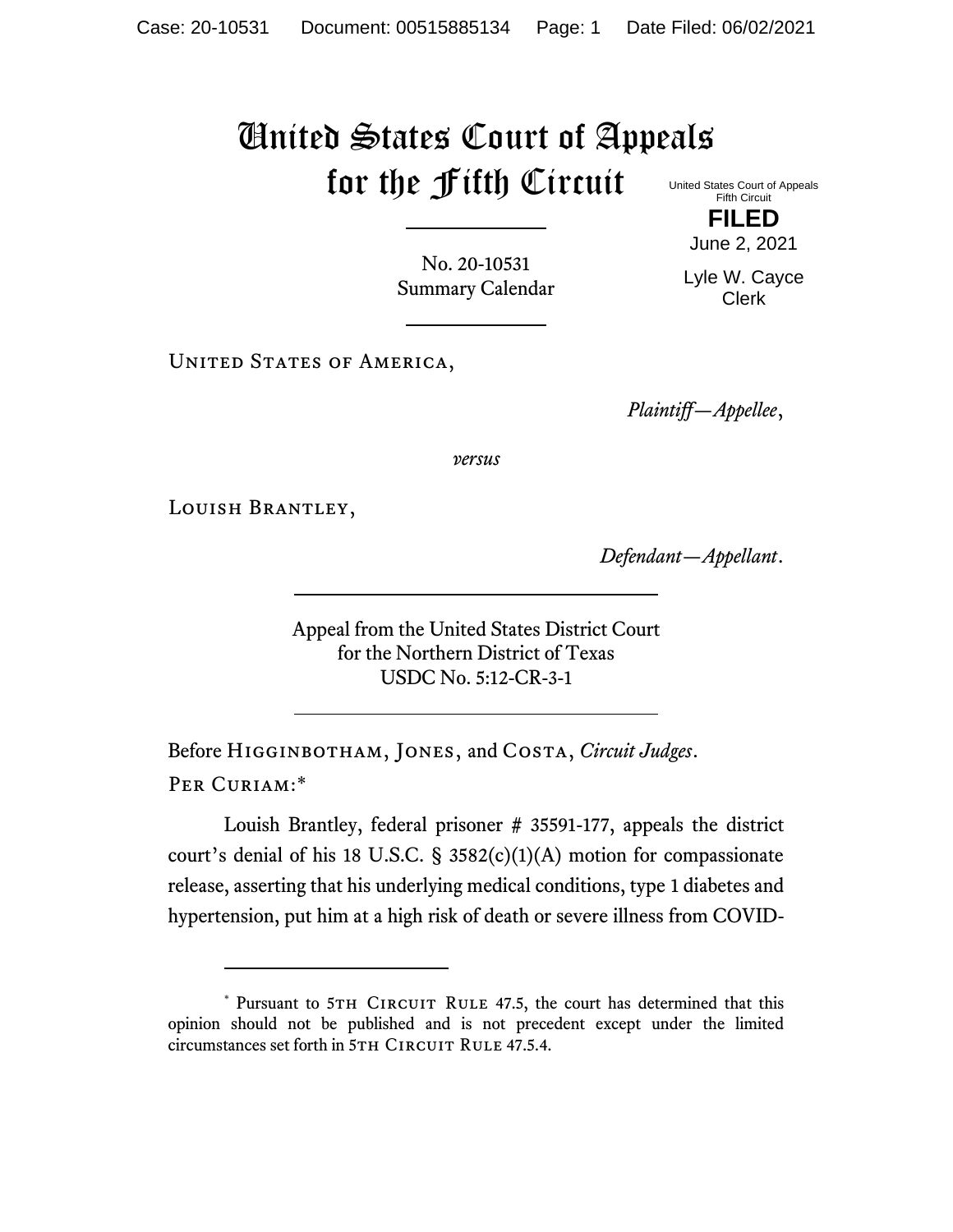# United States Court of Appeals for the Fifth Circuit

United States Court of Appeals
Fifth Circuit

**FILED**

June 2, 2021

Lyle W. Cayce
Clerk

No. 20-10531
Summary Calendar

United States of America,

*Plaintiff—Appellee*,

*versus*

Louish Brantley,

*Defendant—Appellant*.

Appeal from the United States District Court
for the Northern District of Texas
USDC No. 5:12-CR-3-1

Before Higginbotham, Jones, and Costa, *Circuit Judges*.

Per Curiam:*

Louish Brantley, federal prisoner # 35591-177, appeals the district court's denial of his 18 U.S.C. § 3582(c)(1)(A) motion for compassionate release, asserting that his underlying medical conditions, type 1 diabetes and hypertension, put him at a high risk of death or severe illness from COVID-

---

* Pursuant to 5th Circuit Rule 47.5, the court has determined that this opinion should not be published and is not precedent except under the limited circumstances set forth in 5th Circuit Rule 47.5.4.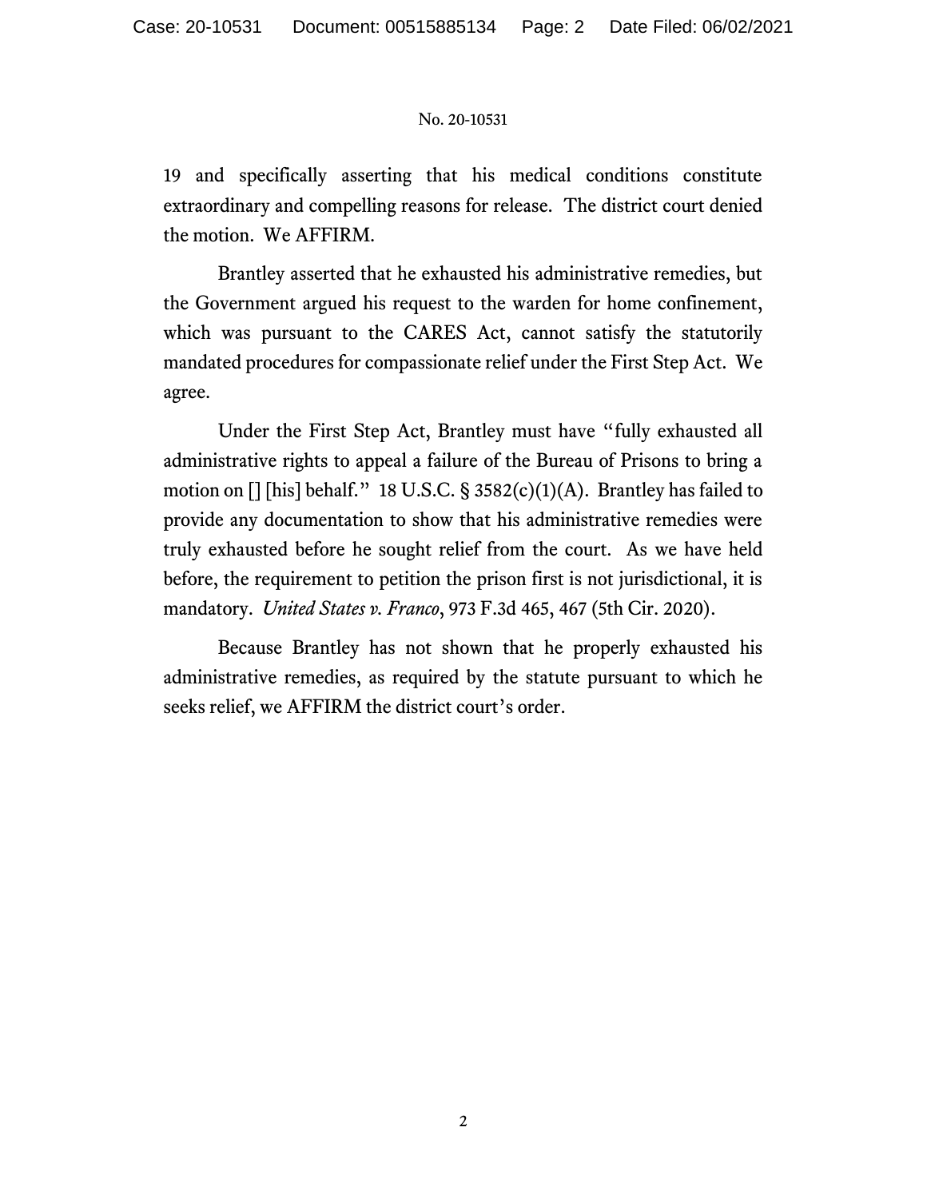19 and specifically asserting that his medical conditions constitute extraordinary and compelling reasons for release. The district court denied the motion. We AFFIRM.

Brantley asserted that he exhausted his administrative remedies, but the Government argued his request to the warden for home confinement, which was pursuant to the CARES Act, cannot satisfy the statutorily mandated procedures for compassionate relief under the First Step Act. We agree.

Under the First Step Act, Brantley must have "fully exhausted all administrative rights to appeal a failure of the Bureau of Prisons to bring a motion on [] [his] behalf." 18 U.S.C. § 3582(c)(1)(A). Brantley has failed to provide any documentation to show that his administrative remedies were truly exhausted before he sought relief from the court. As we have held before, the requirement to petition the prison first is not jurisdictional, it is mandatory. *United States v. Franco*, 973 F.3d 465, 467 (5th Cir. 2020).

Because Brantley has not shown that he properly exhausted his administrative remedies, as required by the statute pursuant to which he seeks relief, we AFFIRM the district court's order.